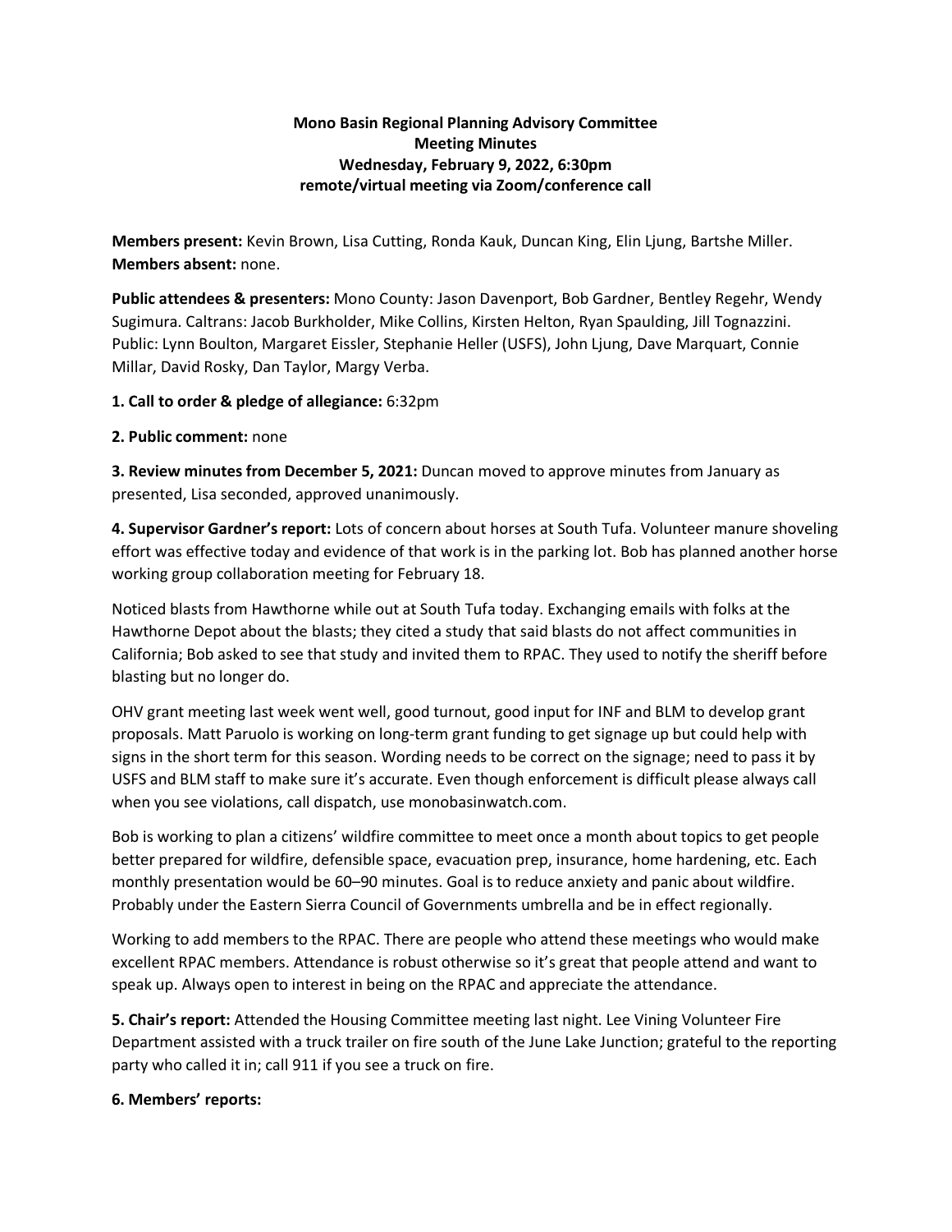**Mono Basin Regional Planning Advisory Committee**
**Meeting Minutes**
**Wednesday, February 9, 2022, 6:30pm**
**remote/virtual meeting via Zoom/conference call**

**Members present:** Kevin Brown, Lisa Cutting, Ronda Kauk, Duncan King, Elin Ljung, Bartshe Miller. **Members absent:** none.

**Public attendees & presenters:** Mono County: Jason Davenport, Bob Gardner, Bentley Regehr, Wendy Sugimura. Caltrans: Jacob Burkholder, Mike Collins, Kirsten Helton, Ryan Spaulding, Jill Tognazzini. Public: Lynn Boulton, Margaret Eissler, Stephanie Heller (USFS), John Ljung, Dave Marquart, Connie Millar, David Rosky, Dan Taylor, Margy Verba.

**1. Call to order & pledge of allegiance:** 6:32pm

**2. Public comment:** none

**3. Review minutes from December 5, 2021:** Duncan moved to approve minutes from January as presented, Lisa seconded, approved unanimously.

**4. Supervisor Gardner's report:** Lots of concern about horses at South Tufa. Volunteer manure shoveling effort was effective today and evidence of that work is in the parking lot. Bob has planned another horse working group collaboration meeting for February 18.

Noticed blasts from Hawthorne while out at South Tufa today. Exchanging emails with folks at the Hawthorne Depot about the blasts; they cited a study that said blasts do not affect communities in California; Bob asked to see that study and invited them to RPAC. They used to notify the sheriff before blasting but no longer do.

OHV grant meeting last week went well, good turnout, good input for INF and BLM to develop grant proposals. Matt Paruolo is working on long-term grant funding to get signage up but could help with signs in the short term for this season. Wording needs to be correct on the signage; need to pass it by USFS and BLM staff to make sure it's accurate. Even though enforcement is difficult please always call when you see violations, call dispatch, use monobasinwatch.com.

Bob is working to plan a citizens' wildfire committee to meet once a month about topics to get people better prepared for wildfire, defensible space, evacuation prep, insurance, home hardening, etc. Each monthly presentation would be 60–90 minutes. Goal is to reduce anxiety and panic about wildfire. Probably under the Eastern Sierra Council of Governments umbrella and be in effect regionally.

Working to add members to the RPAC. There are people who attend these meetings who would make excellent RPAC members. Attendance is robust otherwise so it's great that people attend and want to speak up. Always open to interest in being on the RPAC and appreciate the attendance.

**5. Chair's report:** Attended the Housing Committee meeting last night. Lee Vining Volunteer Fire Department assisted with a truck trailer on fire south of the June Lake Junction; grateful to the reporting party who called it in; call 911 if you see a truck on fire.

**6. Members' reports:**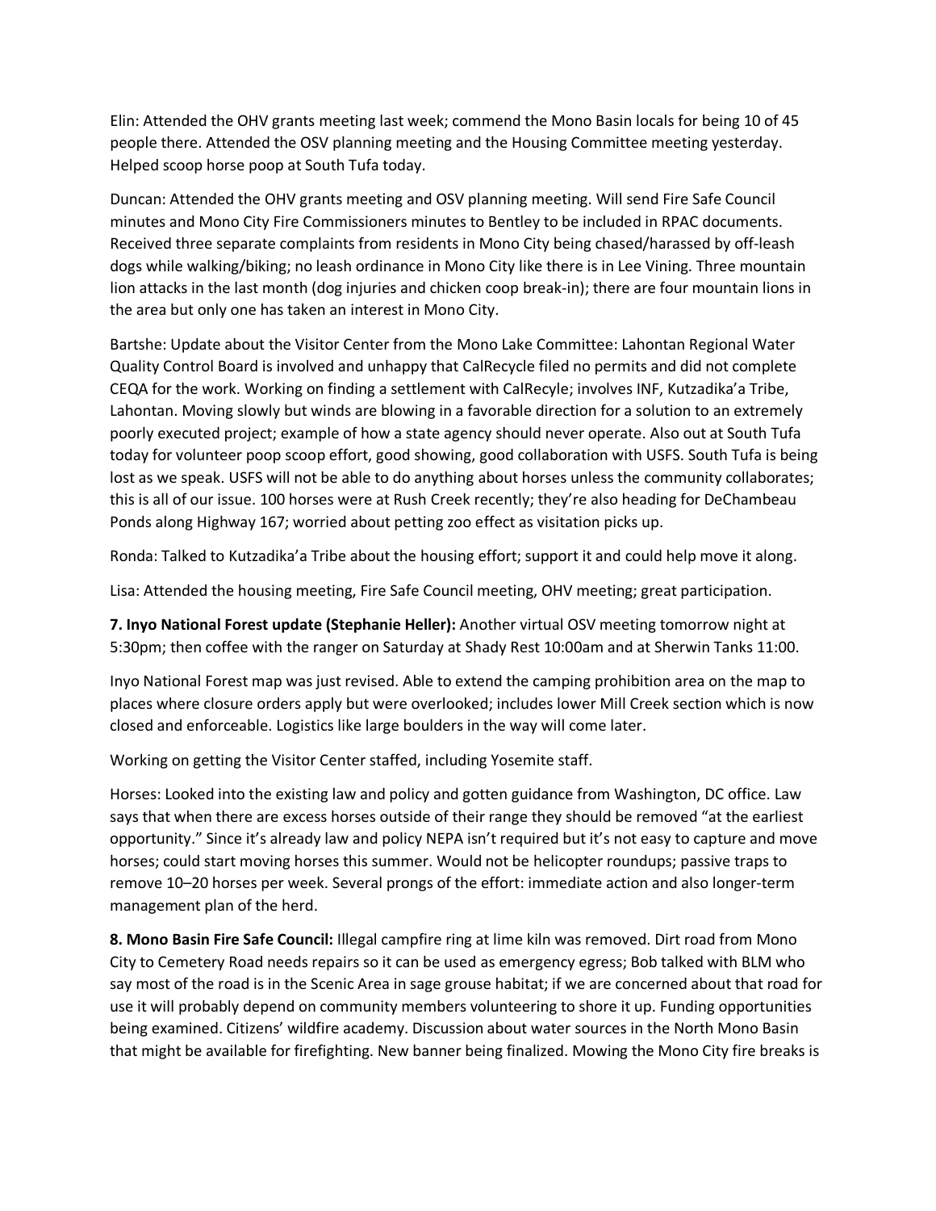Elin: Attended the OHV grants meeting last week; commend the Mono Basin locals for being 10 of 45 people there. Attended the OSV planning meeting and the Housing Committee meeting yesterday. Helped scoop horse poop at South Tufa today.

Duncan: Attended the OHV grants meeting and OSV planning meeting. Will send Fire Safe Council minutes and Mono City Fire Commissioners minutes to Bentley to be included in RPAC documents. Received three separate complaints from residents in Mono City being chased/harassed by off-leash dogs while walking/biking; no leash ordinance in Mono City like there is in Lee Vining. Three mountain lion attacks in the last month (dog injuries and chicken coop break-in); there are four mountain lions in the area but only one has taken an interest in Mono City.

Bartshe: Update about the Visitor Center from the Mono Lake Committee: Lahontan Regional Water Quality Control Board is involved and unhappy that CalRecycle filed no permits and did not complete CEQA for the work. Working on finding a settlement with CalRecyle; involves INF, Kutzadika'a Tribe, Lahontan. Moving slowly but winds are blowing in a favorable direction for a solution to an extremely poorly executed project; example of how a state agency should never operate. Also out at South Tufa today for volunteer poop scoop effort, good showing, good collaboration with USFS. South Tufa is being lost as we speak. USFS will not be able to do anything about horses unless the community collaborates; this is all of our issue. 100 horses were at Rush Creek recently; they're also heading for DeChambeau Ponds along Highway 167; worried about petting zoo effect as visitation picks up.

Ronda: Talked to Kutzadika'a Tribe about the housing effort; support it and could help move it along.

Lisa: Attended the housing meeting, Fire Safe Council meeting, OHV meeting; great participation.

**7. Inyo National Forest update (Stephanie Heller):** Another virtual OSV meeting tomorrow night at 5:30pm; then coffee with the ranger on Saturday at Shady Rest 10:00am and at Sherwin Tanks 11:00.

Inyo National Forest map was just revised. Able to extend the camping prohibition area on the map to places where closure orders apply but were overlooked; includes lower Mill Creek section which is now closed and enforceable. Logistics like large boulders in the way will come later.

Working on getting the Visitor Center staffed, including Yosemite staff.

Horses: Looked into the existing law and policy and gotten guidance from Washington, DC office. Law says that when there are excess horses outside of their range they should be removed "at the earliest opportunity." Since it's already law and policy NEPA isn't required but it's not easy to capture and move horses; could start moving horses this summer. Would not be helicopter roundups; passive traps to remove 10–20 horses per week. Several prongs of the effort: immediate action and also longer-term management plan of the herd.

**8. Mono Basin Fire Safe Council:** Illegal campfire ring at lime kiln was removed. Dirt road from Mono City to Cemetery Road needs repairs so it can be used as emergency egress; Bob talked with BLM who say most of the road is in the Scenic Area in sage grouse habitat; if we are concerned about that road for use it will probably depend on community members volunteering to shore it up. Funding opportunities being examined. Citizens' wildfire academy. Discussion about water sources in the North Mono Basin that might be available for firefighting. New banner being finalized. Mowing the Mono City fire breaks is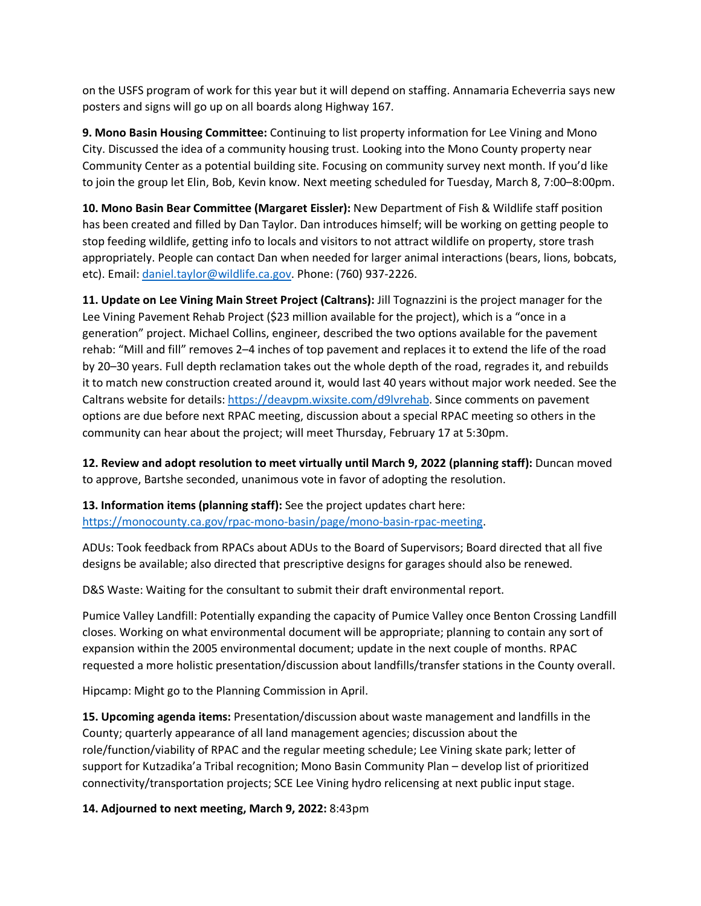on the USFS program of work for this year but it will depend on staffing. Annamaria Echeverria says new posters and signs will go up on all boards along Highway 167.

**9. Mono Basin Housing Committee:** Continuing to list property information for Lee Vining and Mono City. Discussed the idea of a community housing trust. Looking into the Mono County property near Community Center as a potential building site. Focusing on community survey next month. If you'd like to join the group let Elin, Bob, Kevin know. Next meeting scheduled for Tuesday, March 8, 7:00–8:00pm.

**10. Mono Basin Bear Committee (Margaret Eissler):** New Department of Fish & Wildlife staff position has been created and filled by Dan Taylor. Dan introduces himself; will be working on getting people to stop feeding wildlife, getting info to locals and visitors to not attract wildlife on property, store trash appropriately. People can contact Dan when needed for larger animal interactions (bears, lions, bobcats, etc). Email: [daniel.taylor@wildlife.ca.gov](mailto:daniel.taylor@wildlife.ca.gov). Phone: (760) 937-2226.

**11. Update on Lee Vining Main Street Project (Caltrans):** Jill Tognazzini is the project manager for the Lee Vining Pavement Rehab Project ($23 million available for the project), which is a "once in a generation" project. Michael Collins, engineer, described the two options available for the pavement rehab: "Mill and fill" removes 2–4 inches of top pavement and replaces it to extend the life of the road by 20–30 years. Full depth reclamation takes out the whole depth of the road, regrades it, and rebuilds it to match new construction created around it, would last 40 years without major work needed. See the Caltrans website for details: [https://deavpm.wixsite.com/d9lvrehab](https://deavpm.wixsite.com/d9lvrehab). Since comments on pavement options are due before next RPAC meeting, discussion about a special RPAC meeting so others in the community can hear about the project; will meet Thursday, February 17 at 5:30pm.

**12. Review and adopt resolution to meet virtually until March 9, 2022 (planning staff):** Duncan moved to approve, Bartshe seconded, unanimous vote in favor of adopting the resolution.

**13. Information items (planning staff):** See the project updates chart here: [https://monocounty.ca.gov/rpac-mono-basin/page/mono-basin-rpac-meeting](https://monocounty.ca.gov/rpac-mono-basin/page/mono-basin-rpac-meeting).

ADUs: Took feedback from RPACs about ADUs to the Board of Supervisors; Board directed that all five designs be available; also directed that prescriptive designs for garages should also be renewed.

D&S Waste: Waiting for the consultant to submit their draft environmental report.

Pumice Valley Landfill: Potentially expanding the capacity of Pumice Valley once Benton Crossing Landfill closes. Working on what environmental document will be appropriate; planning to contain any sort of expansion within the 2005 environmental document; update in the next couple of months. RPAC requested a more holistic presentation/discussion about landfills/transfer stations in the County overall.

Hipcamp: Might go to the Planning Commission in April.

**15. Upcoming agenda items:** Presentation/discussion about waste management and landfills in the County; quarterly appearance of all land management agencies; discussion about the role/function/viability of RPAC and the regular meeting schedule; Lee Vining skate park; letter of support for Kutzadika'a Tribal recognition; Mono Basin Community Plan – develop list of prioritized connectivity/transportation projects; SCE Lee Vining hydro relicensing at next public input stage.

**14. Adjourned to next meeting, March 9, 2022:** 8:43pm